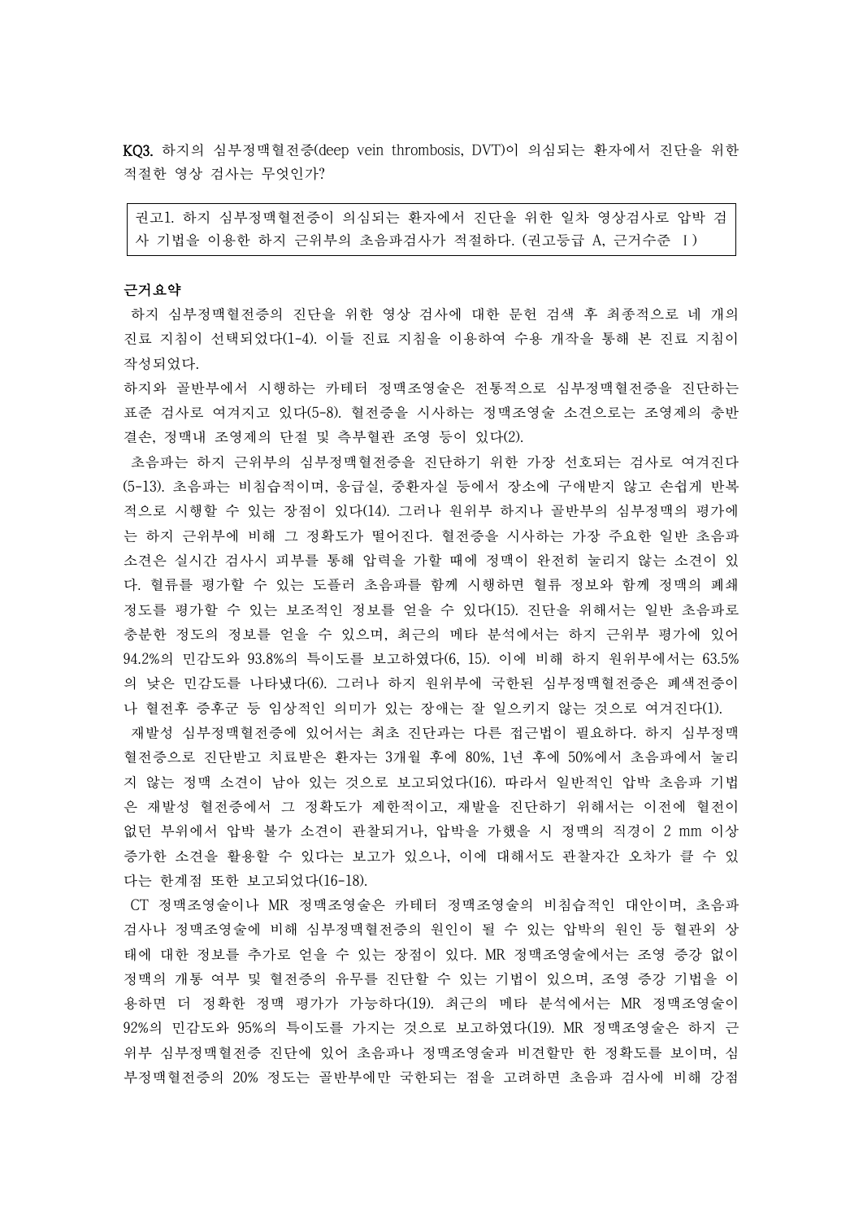**KQ3.** 하지의 심부정맥혈전증(deep vein thrombosis, DVT)이 의심되는 환자에서 진단을 위한 적절한 영상 검사는 무엇인가?

> 권고1. 하지 심부정맥혈전증이 의심되는 환자에서 진단을 위한 일차 영상검사로 압박 검사 기법을 이용한 하지 근위부의 초음파검사가 적절하다. (권고등급 A, 근거수준 Ⅰ)

**근거요약**

하지 심부정맥혈전증의 진단을 위한 영상 검사에 대한 문헌 검색 후 최종적으로 네 개의 진료 지침이 선택되었다(1-4). 이들 진료 지침을 이용하여 수용 개작을 통해 본 진료 지침이 작성되었다.

하지와 골반부에서 시행하는 카테터 정맥조영술은 전통적으로 심부정맥혈전증을 진단하는 표준 검사로 여겨지고 있다(5-8). 혈전증을 시사하는 정맥조영술 소견으로는 조영제의 충반결손, 정맥내 조영제의 단절 및 측부혈관 조영 등이 있다(2).

초음파는 하지 근위부의 심부정맥혈전증을 진단하기 위한 가장 선호되는 검사로 여겨진다(5-13). 초음파는 비침습적이며, 응급실, 중환자실 등에서 장소에 구애받지 않고 손쉽게 반복적으로 시행할 수 있는 장점이 있다(14). 그러나 원위부 하지나 골반부의 심부정맥의 평가에는 하지 근위부에 비해 그 정확도가 떨어진다. 혈전증을 시사하는 가장 주요한 일반 초음파 소견은 실시간 검사시 피부를 통해 압력을 가할 때에 정맥이 완전히 눌리지 않는 소견이 있다. 혈류를 평가할 수 있는 도플러 초음파를 함께 시행하면 혈류 정보와 함께 정맥의 폐쇄 정도를 평가할 수 있는 보조적인 정보를 얻을 수 있다(15). 진단을 위해서는 일반 초음파로 충분한 정도의 정보를 얻을 수 있으며, 최근의 메타 분석에서는 하지 근위부 평가에 있어 94.2%의 민감도와 93.8%의 특이도를 보고하였다(6, 15). 이에 비해 하지 원위부에서는 63.5%의 낮은 민감도를 나타냈다(6). 그러나 하지 원위부에 국한된 심부정맥혈전증은 폐색전증이나 혈전후 증후군 등 임상적인 의미가 있는 장애는 잘 일으키지 않는 것으로 여겨진다(1).

재발성 심부정맥혈전증에 있어서는 최초 진단과는 다른 접근법이 필요하다. 하지 심부정맥혈전증으로 진단받고 치료받은 환자는 3개월 후에 80%, 1년 후에 50%에서 초음파에서 눌리지 않는 정맥 소견이 남아 있는 것으로 보고되었다(16). 따라서 일반적인 압박 초음파 기법은 재발성 혈전증에서 그 정확도가 제한적이고, 재발을 진단하기 위해서는 이전에 혈전이 없던 부위에서 압박 불가 소견이 관찰되거나, 압박을 가했을 시 정맥의 직경이 2 mm 이상 증가한 소견을 활용할 수 있다는 보고가 있으나, 이에 대해서도 관찰자간 오차가 클 수 있다는 한계점 또한 보고되었다(16-18).

CT 정맥조영술이나 MR 정맥조영술은 카테터 정맥조영술의 비침습적인 대안이며, 초음파 검사나 정맥조영술에 비해 심부정맥혈전증의 원인이 될 수 있는 압박의 원인 등 혈관외 상태에 대한 정보를 추가로 얻을 수 있는 장점이 있다. MR 정맥조영술에서는 조영 증강 없이 정맥의 개통 여부 및 혈전증의 유무를 진단할 수 있는 기법이 있으며, 조영 증강 기법을 이용하면 더 정확한 정맥 평가가 가능하다(19). 최근의 메타 분석에서는 MR 정맥조영술이 92%의 민감도와 95%의 특이도를 가지는 것으로 보고하였다(19). MR 정맥조영술은 하지 근위부 심부정맥혈전증 진단에 있어 초음파나 정맥조영술과 비견할만 한 정확도를 보이며, 심부정맥혈전증의 20% 정도는 골반부에만 국한되는 점을 고려하면 초음파 검사에 비해 강점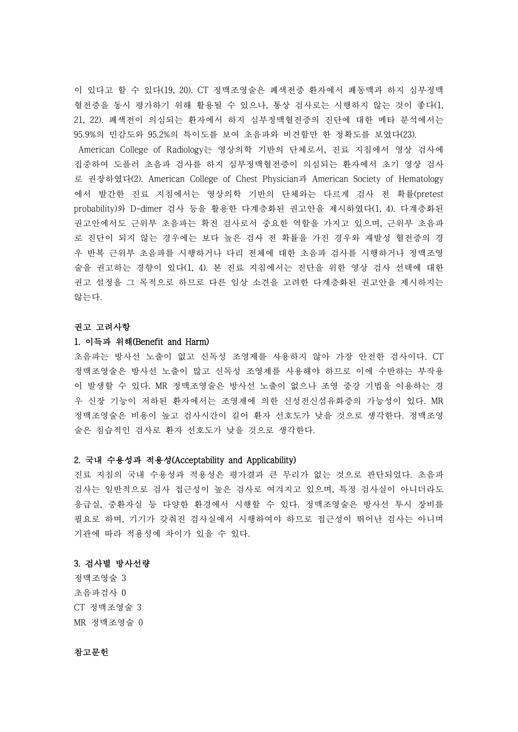이 있다고 할 수 있다(19, 20). CT 정맥조영술은 폐색전증 환자에서 폐동맥과 하지 심부정맥혈전증을 동시 평가하기 위해 활용될 수 있으나, 통상 검사로는 시행하지 않는 것이 좋다(1, 21, 22). 폐색전이 의심되는 환자에서 하지 심부정맥혈전증의 진단에 대한 메타 분석에서는 95.9%의 민감도와 95.2%의 특이도를 보여 초음파와 비견할만 한 정확도를 보였다(23).

American College of Radiology는 영상의학 기반의 단체로서, 진료 지침에서 영상 검사에 집중하여 도플러 초음파 검사를 하지 심부정맥혈전증이 의심되는 환자에서 초기 영상 검사로 권장하였다(2). American College of Chest Physician과 American Society of Hematology에서 발간한 진료 지침에서는 영상의학 기반의 단체와는 다르게 검사 전 확률(pretest probability)와 D-dimer 검사 등을 활용한 다계층화된 권고안을 제시하였다(1, 4). 다계층화된 권고안에서도 근위부 초음파는 확진 검사로서 중요한 역할을 가지고 있으며, 근위부 초음파로 진단이 되지 않는 경우에는 보다 높은 검사 전 확률을 가진 경우와 재발성 혈전증의 경우 반복 근위부 초음파를 시행하거나 다리 전체에 대한 초음파 검사를 시행하거나 정맥조영술을 권고하는 경향이 있다(1, 4). 본 진료 지침에서는 진단을 위한 영상 검사 선택에 대한 권고 설정을 그 목적으로 하므로 다른 임상 소견을 고려한 다계층화된 권고안을 제시하지는 않는다.

### 권고 고려사항

#### 1. 이득과 위해(Benefit and Harm)

초음파는 방사선 노출이 없고 신독성 조영제를 사용하지 않아 가장 안전한 검사이다. CT 정맥조영술은 방사선 노출이 많고 신독성 조영제를 사용해야 하므로 이에 수반하는 부작용이 발생할 수 있다. MR 정맥조영술은 방사선 노출이 없으나 조영 증강 기법을 이용하는 경우 신장 기능이 저하된 환자에서는 조영제에 의한 신성전신섬유화증의 가능성이 있다. MR 정맥조영술은 비용이 높고 검사시간이 길어 환자 선호도가 낮을 것으로 생각한다. 정맥조영술은 침습적인 검사로 환자 선호도가 낮을 것으로 생각한다.

#### 2. 국내 수용성과 적용성(Acceptability and Applicability)

진료 지침의 국내 수용성과 적용성은 평가결과 큰 무리가 없는 것으로 판단되었다. 초음파 검사는 일반적으로 검사 접근성이 높은 검사로 여겨지고 있으며, 특정 검사실이 아니더라도 응급실, 중환자실 등 다양한 환경에서 시행할 수 있다. 정맥조영술은 방사선 투시 장비를 필요로 하며, 기기가 갖춰진 검사실에서 시행하여야 하므로 접근성이 뛰어난 검사는 아니며 기관에 따라 적용성에 차이가 있을 수 있다.

#### 3. 검사별 방사선량

정맥조영술 3
초음파검사 0
CT 정맥조영술 3
MR 정맥조영술 0

### 참고문헌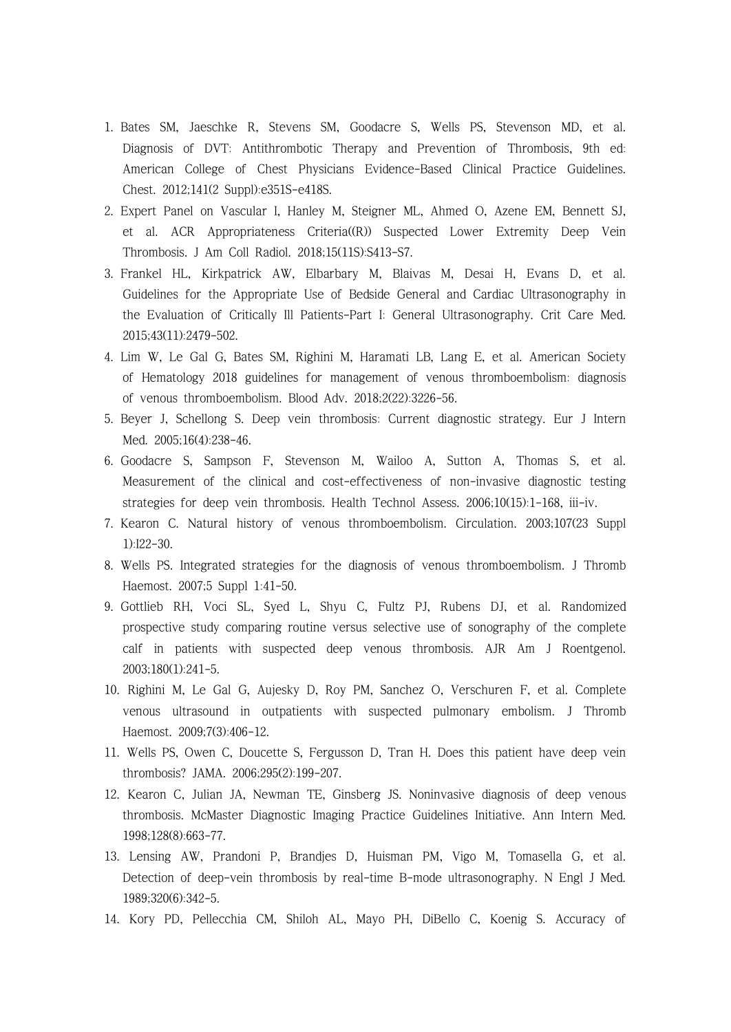1. Bates SM, Jaeschke R, Stevens SM, Goodacre S, Wells PS, Stevenson MD, et al. Diagnosis of DVT: Antithrombotic Therapy and Prevention of Thrombosis, 9th ed: American College of Chest Physicians Evidence-Based Clinical Practice Guidelines. Chest. 2012;141(2 Suppl):e351S-e418S.
2. Expert Panel on Vascular I, Hanley M, Steigner ML, Ahmed O, Azene EM, Bennett SJ, et al. ACR Appropriateness Criteria((R)) Suspected Lower Extremity Deep Vein Thrombosis. J Am Coll Radiol. 2018;15(11S):S413-S7.
3. Frankel HL, Kirkpatrick AW, Elbarbary M, Blaivas M, Desai H, Evans D, et al. Guidelines for the Appropriate Use of Bedside General and Cardiac Ultrasonography in the Evaluation of Critically Ill Patients-Part I: General Ultrasonography. Crit Care Med. 2015;43(11):2479-502.
4. Lim W, Le Gal G, Bates SM, Righini M, Haramati LB, Lang E, et al. American Society of Hematology 2018 guidelines for management of venous thromboembolism: diagnosis of venous thromboembolism. Blood Adv. 2018;2(22):3226-56.
5. Beyer J, Schellong S. Deep vein thrombosis: Current diagnostic strategy. Eur J Intern Med. 2005;16(4):238-46.
6. Goodacre S, Sampson F, Stevenson M, Wailoo A, Sutton A, Thomas S, et al. Measurement of the clinical and cost-effectiveness of non-invasive diagnostic testing strategies for deep vein thrombosis. Health Technol Assess. 2006;10(15):1-168, iii-iv.
7. Kearon C. Natural history of venous thromboembolism. Circulation. 2003;107(23 Suppl 1):I22-30.
8. Wells PS. Integrated strategies for the diagnosis of venous thromboembolism. J Thromb Haemost. 2007;5 Suppl 1:41-50.
9. Gottlieb RH, Voci SL, Syed L, Shyu C, Fultz PJ, Rubens DJ, et al. Randomized prospective study comparing routine versus selective use of sonography of the complete calf in patients with suspected deep venous thrombosis. AJR Am J Roentgenol. 2003;180(1):241-5.
10. Righini M, Le Gal G, Aujesky D, Roy PM, Sanchez O, Verschuren F, et al. Complete venous ultrasound in outpatients with suspected pulmonary embolism. J Thromb Haemost. 2009;7(3):406-12.
11. Wells PS, Owen C, Doucette S, Fergusson D, Tran H. Does this patient have deep vein thrombosis? JAMA. 2006;295(2):199-207.
12. Kearon C, Julian JA, Newman TE, Ginsberg JS. Noninvasive diagnosis of deep venous thrombosis. McMaster Diagnostic Imaging Practice Guidelines Initiative. Ann Intern Med. 1998;128(8):663-77.
13. Lensing AW, Prandoni P, Brandjes D, Huisman PM, Vigo M, Tomasella G, et al. Detection of deep-vein thrombosis by real-time B-mode ultrasonography. N Engl J Med. 1989;320(6):342-5.
14. Kory PD, Pellecchia CM, Shiloh AL, Mayo PH, DiBello C, Koenig S. Accuracy of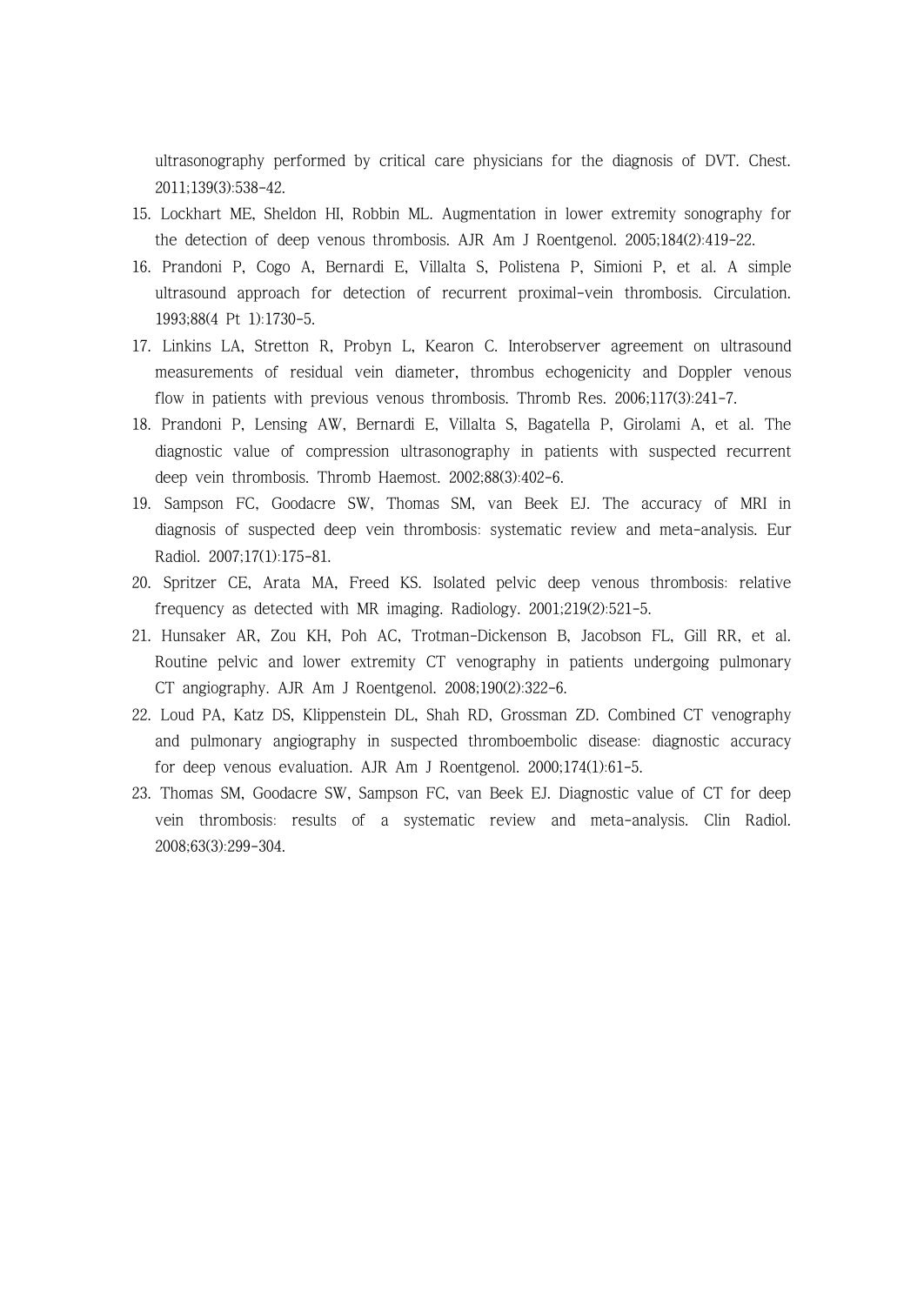ultrasonography performed by critical care physicians for the diagnosis of DVT. Chest. 2011;139(3):538-42.

15. Lockhart ME, Sheldon HI, Robbin ML. Augmentation in lower extremity sonography for the detection of deep venous thrombosis. AJR Am J Roentgenol. 2005;184(2):419-22.
16. Prandoni P, Cogo A, Bernardi E, Villalta S, Polistena P, Simioni P, et al. A simple ultrasound approach for detection of recurrent proximal-vein thrombosis. Circulation. 1993;88(4 Pt 1):1730-5.
17. Linkins LA, Stretton R, Probyn L, Kearon C. Interobserver agreement on ultrasound measurements of residual vein diameter, thrombus echogenicity and Doppler venous flow in patients with previous venous thrombosis. Thromb Res. 2006;117(3):241-7.
18. Prandoni P, Lensing AW, Bernardi E, Villalta S, Bagatella P, Girolami A, et al. The diagnostic value of compression ultrasonography in patients with suspected recurrent deep vein thrombosis. Thromb Haemost. 2002;88(3):402-6.
19. Sampson FC, Goodacre SW, Thomas SM, van Beek EJ. The accuracy of MRI in diagnosis of suspected deep vein thrombosis: systematic review and meta-analysis. Eur Radiol. 2007;17(1):175-81.
20. Spritzer CE, Arata MA, Freed KS. Isolated pelvic deep venous thrombosis: relative frequency as detected with MR imaging. Radiology. 2001;219(2):521-5.
21. Hunsaker AR, Zou KH, Poh AC, Trotman-Dickenson B, Jacobson FL, Gill RR, et al. Routine pelvic and lower extremity CT venography in patients undergoing pulmonary CT angiography. AJR Am J Roentgenol. 2008;190(2):322-6.
22. Loud PA, Katz DS, Klippenstein DL, Shah RD, Grossman ZD. Combined CT venography and pulmonary angiography in suspected thromboembolic disease: diagnostic accuracy for deep venous evaluation. AJR Am J Roentgenol. 2000;174(1):61-5.
23. Thomas SM, Goodacre SW, Sampson FC, van Beek EJ. Diagnostic value of CT for deep vein thrombosis: results of a systematic review and meta-analysis. Clin Radiol. 2008;63(3):299-304.